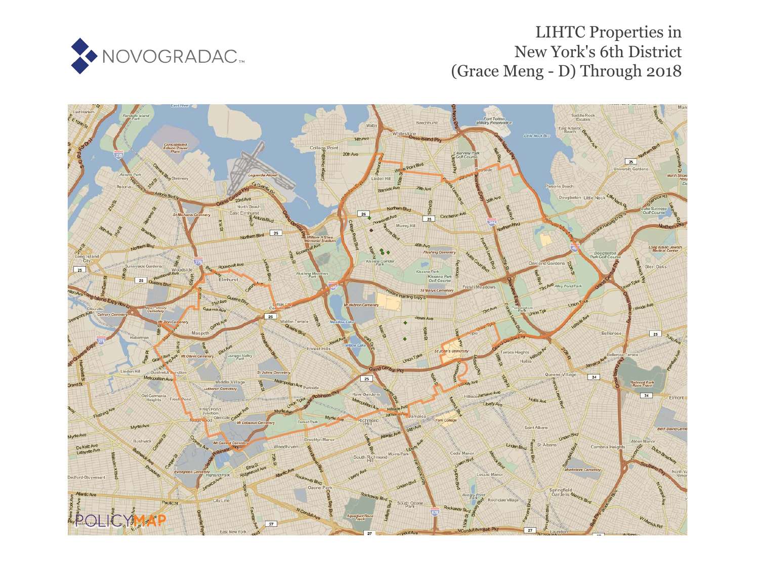NOVOGRADAC

# LIHTC Properties in New York's 6th District (Grace Meng - D) Through 2018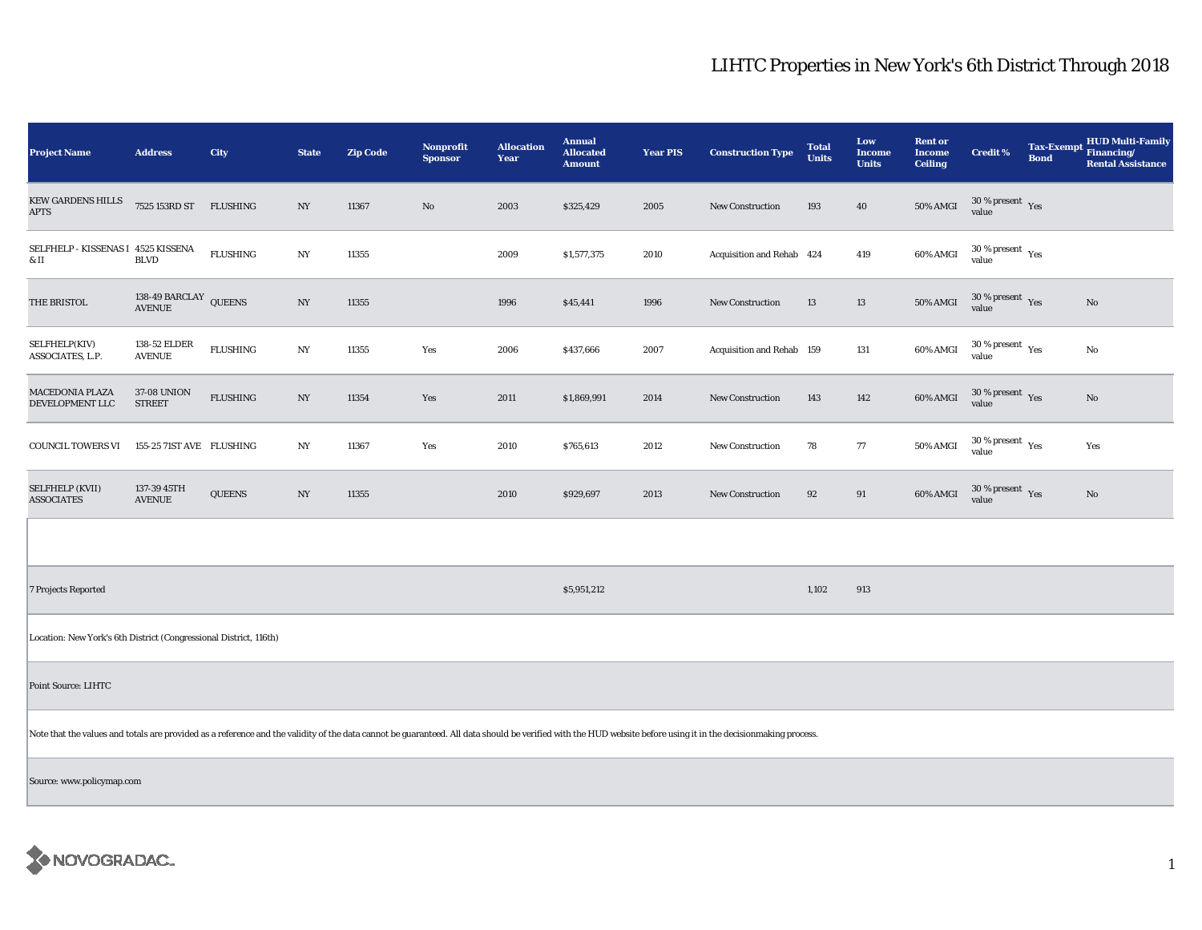# LIHTC Properties in New York's 6th District Through 2018

| Project Name | Address | City | State | Zip Code | Nonprofit Sponsor | Allocation Year | Annual Allocated Amount | Year PIS | Construction Type | Total Units | Low Income Units | Rent or Income Ceiling | Credit % | Tax-Exempt Bond | HUD Multi-Family Financing/ Rental Assistance |
|---|---|---|---|---|---|---|---|---|---|---|---|---|---|---|---|
| KEW GARDENS HILLS APTS | 7525 153RD ST | FLUSHING | NY | 11367 | No | 2003 | $325,429 | 2005 | New Construction | 193 | 40 | 50% AMGI | 30 % present value | Yes | |
| SELFHELP - KISSENAS I & II | 4525 KISSENA BLVD | FLUSHING | NY | 11355 | | 2009 | $1,577,375 | 2010 | Acquisition and Rehab | 424 | 419 | 60% AMGI | 30 % present value | Yes | |
| THE BRISTOL | 138-49 BARCLAY AVENUE | QUEENS | NY | 11355 | | 1996 | $45,441 | 1996 | New Construction | 13 | 13 | 50% AMGI | 30 % present value | Yes | No |
| SELFHELP(KIV) ASSOCIATES, L.P. | 138-52 ELDER AVENUE | FLUSHING | NY | 11355 | Yes | 2006 | $437,666 | 2007 | Acquisition and Rehab | 159 | 131 | 60% AMGI | 30 % present value | Yes | No |
| MACEDONIA PLAZA DEVELOPMENT LLC | 37-08 UNION STREET | FLUSHING | NY | 11354 | Yes | 2011 | $1,869,991 | 2014 | New Construction | 143 | 142 | 60% AMGI | 30 % present value | Yes | No |
| COUNCIL TOWERS VI | 155-25 71ST AVE | FLUSHING | NY | 11367 | Yes | 2010 | $765,613 | 2012 | New Construction | 78 | 77 | 50% AMGI | 30 % present value | Yes | Yes |
| SELFHELP (KVII) ASSOCIATES | 137-39 45TH AVENUE | QUEENS | NY | 11355 | | 2010 | $929,697 | 2013 | New Construction | 92 | 91 | 60% AMGI | 30 % present value | Yes | No |
| | | | | | | | | | | | | | | | |
| 7 Projects Reported | | | | | | | $5,951,212 | | | 1,102 | 913 | | | | |

Location: New York's 6th District (Congressional District, 116th)

Point Source: LIHTC

Note that the values and totals are provided as a reference and the validity of the data cannot be guaranteed. All data should be verified with the HUD website before using it in the decisionmaking process.

Source: www.policymap.com